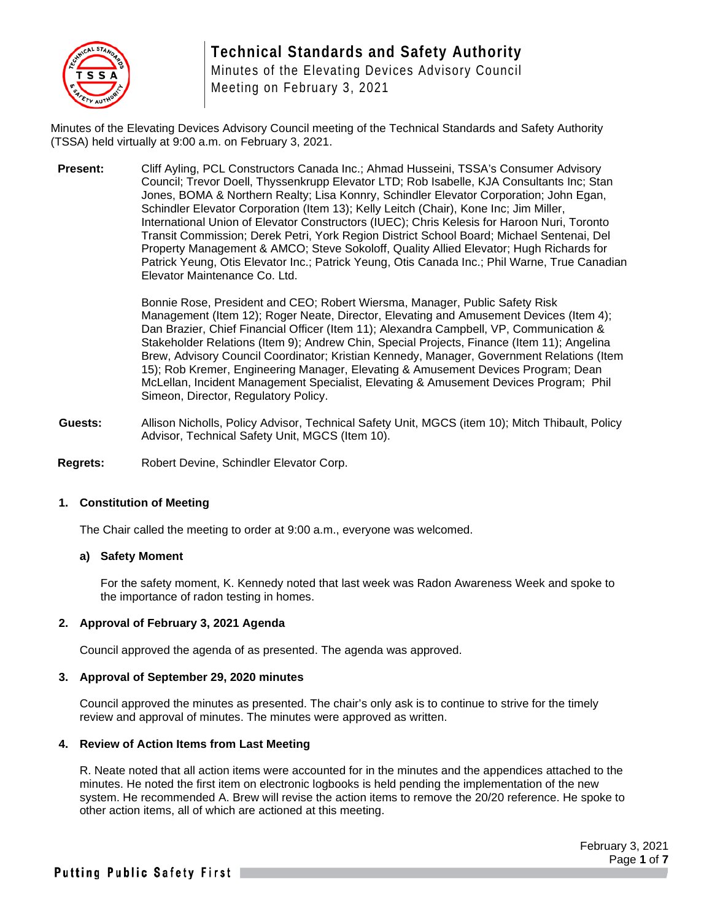# Technical Standards and Safety Authority

Minutes of the Elevating Devices Advisory Council Meeting on February 3, 2021

Minutes of the Elevating Devices Advisory Council meeting of the Technical Standards and Safety Authority (TSSA) held virtually at 9:00 a.m. on February 3, 2021.

**Present:** Cliff Ayling, PCL Constructors Canada Inc.; Ahmad Husseini, TSSA's Consumer Advisory Council; Trevor Doell, Thyssenkrupp Elevator LTD; Rob Isabelle, KJA Consultants Inc; Stan Jones, BOMA & Northern Realty; Lisa Konnry, Schindler Elevator Corporation; John Egan, Schindler Elevator Corporation (Item 13); Kelly Leitch (Chair), Kone Inc; Jim Miller, International Union of Elevator Constructors (IUEC); Chris Kelesis for Haroon Nuri, Toronto Transit Commission; Derek Petri, York Region District School Board; Michael Sentenai, Del Property Management & AMCO; Steve Sokoloff, Quality Allied Elevator; Hugh Richards for Patrick Yeung, Otis Elevator Inc.; Patrick Yeung, Otis Canada Inc.; Phil Warne, True Canadian Elevator Maintenance Co. Ltd.

Bonnie Rose, President and CEO; Robert Wiersma, Manager, Public Safety Risk Management (Item 12); Roger Neate, Director, Elevating and Amusement Devices (Item 4); Dan Brazier, Chief Financial Officer (Item 11); Alexandra Campbell, VP, Communication & Stakeholder Relations (Item 9); Andrew Chin, Special Projects, Finance (Item 11); Angelina Brew, Advisory Council Coordinator; Kristian Kennedy, Manager, Government Relations (Item 15); Rob Kremer, Engineering Manager, Elevating & Amusement Devices Program; Dean McLellan, Incident Management Specialist, Elevating & Amusement Devices Program; Phil Simeon, Director, Regulatory Policy.

**Guests:** Allison Nicholls, Policy Advisor, Technical Safety Unit, MGCS (item 10); Mitch Thibault, Policy Advisor, Technical Safety Unit, MGCS (Item 10).

**Regrets:** Robert Devine, Schindler Elevator Corp.

## 1. Constitution of Meeting

The Chair called the meeting to order at 9:00 a.m., everyone was welcomed.

### a) Safety Moment

For the safety moment, K. Kennedy noted that last week was Radon Awareness Week and spoke to the importance of radon testing in homes.

## 2. Approval of February 3, 2021 Agenda

Council approved the agenda of as presented. The agenda was approved.

## 3. Approval of September 29, 2020 minutes

Council approved the minutes as presented. The chair's only ask is to continue to strive for the timely review and approval of minutes. The minutes were approved as written.

## 4. Review of Action Items from Last Meeting

R. Neate noted that all action items were accounted for in the minutes and the appendices attached to the minutes. He noted the first item on electronic logbooks is held pending the implementation of the new system. He recommended A. Brew will revise the action items to remove the 20/20 reference. He spoke to other action items, all of which are actioned at this meeting.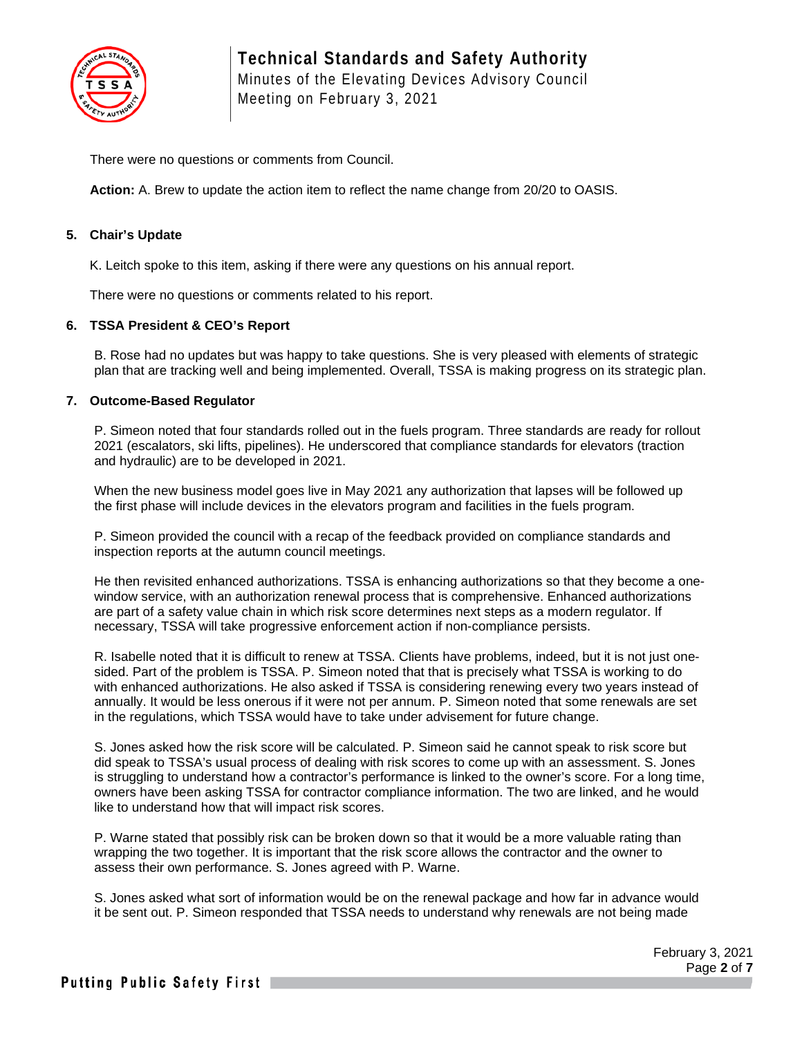There were no questions or comments from Council.

**Action:** A. Brew to update the action item to reflect the name change from 20/20 to OASIS.

## 5. Chair's Update

K. Leitch spoke to this item, asking if there were any questions on his annual report.

There were no questions or comments related to his report.

## 6. TSSA President & CEO's Report

B. Rose had no updates but was happy to take questions. She is very pleased with elements of strategic plan that are tracking well and being implemented. Overall, TSSA is making progress on its strategic plan.

## 7. Outcome-Based Regulator

P. Simeon noted that four standards rolled out in the fuels program. Three standards are ready for rollout 2021 (escalators, ski lifts, pipelines). He underscored that compliance standards for elevators (traction and hydraulic) are to be developed in 2021.

When the new business model goes live in May 2021 any authorization that lapses will be followed up the first phase will include devices in the elevators program and facilities in the fuels program.

P. Simeon provided the council with a recap of the feedback provided on compliance standards and inspection reports at the autumn council meetings.

He then revisited enhanced authorizations. TSSA is enhancing authorizations so that they become a one-window service, with an authorization renewal process that is comprehensive. Enhanced authorizations are part of a safety value chain in which risk score determines next steps as a modern regulator. If necessary, TSSA will take progressive enforcement action if non-compliance persists.

R. Isabelle noted that it is difficult to renew at TSSA. Clients have problems, indeed, but it is not just one-sided. Part of the problem is TSSA. P. Simeon noted that that is precisely what TSSA is working to do with enhanced authorizations. He also asked if TSSA is considering renewing every two years instead of annually. It would be less onerous if it were not per annum. P. Simeon noted that some renewals are set in the regulations, which TSSA would have to take under advisement for future change.

S. Jones asked how the risk score will be calculated. P. Simeon said he cannot speak to risk score but did speak to TSSA's usual process of dealing with risk scores to come up with an assessment. S. Jones is struggling to understand how a contractor's performance is linked to the owner's score. For a long time, owners have been asking TSSA for contractor compliance information. The two are linked, and he would like to understand how that will impact risk scores.

P. Warne stated that possibly risk can be broken down so that it would be a more valuable rating than wrapping the two together. It is important that the risk score allows the contractor and the owner to assess their own performance. S. Jones agreed with P. Warne.

S. Jones asked what sort of information would be on the renewal package and how far in advance would it be sent out. P. Simeon responded that TSSA needs to understand why renewals are not being made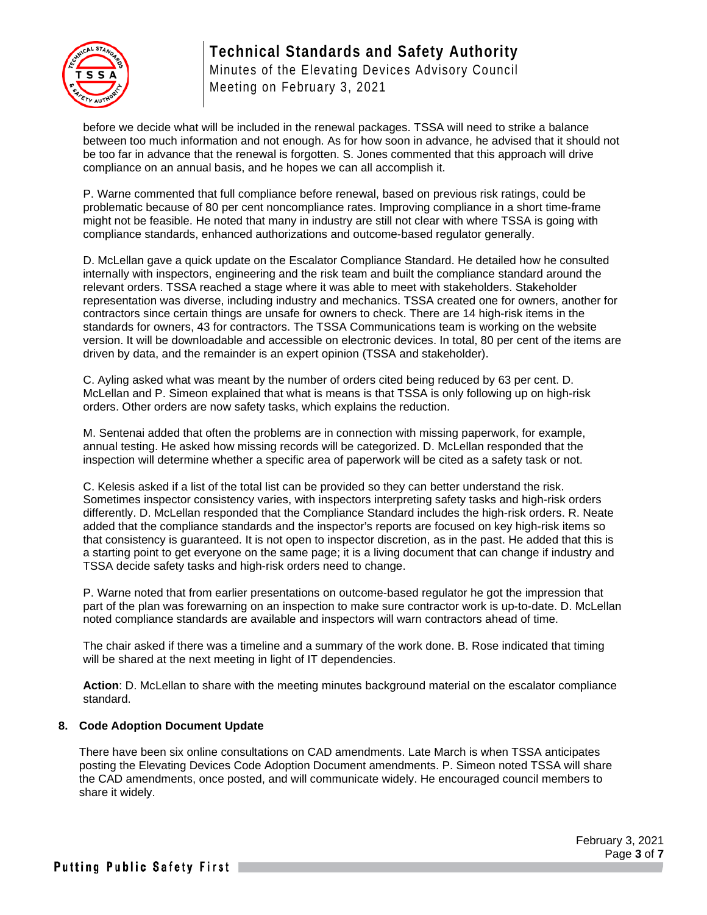before we decide what will be included in the renewal packages. TSSA will need to strike a balance between too much information and not enough. As for how soon in advance, he advised that it should not be too far in advance that the renewal is forgotten. S. Jones commented that this approach will drive compliance on an annual basis, and he hopes we can all accomplish it.

P. Warne commented that full compliance before renewal, based on previous risk ratings, could be problematic because of 80 per cent noncompliance rates. Improving compliance in a short time-frame might not be feasible. He noted that many in industry are still not clear with where TSSA is going with compliance standards, enhanced authorizations and outcome-based regulator generally.

D. McLellan gave a quick update on the Escalator Compliance Standard. He detailed how he consulted internally with inspectors, engineering and the risk team and built the compliance standard around the relevant orders. TSSA reached a stage where it was able to meet with stakeholders. Stakeholder representation was diverse, including industry and mechanics. TSSA created one for owners, another for contractors since certain things are unsafe for owners to check. There are 14 high-risk items in the standards for owners, 43 for contractors. The TSSA Communications team is working on the website version. It will be downloadable and accessible on electronic devices. In total, 80 per cent of the items are driven by data, and the remainder is an expert opinion (TSSA and stakeholder).

C. Ayling asked what was meant by the number of orders cited being reduced by 63 per cent. D. McLellan and P. Simeon explained that what is means is that TSSA is only following up on high-risk orders. Other orders are now safety tasks, which explains the reduction.

M. Sentenai added that often the problems are in connection with missing paperwork, for example, annual testing. He asked how missing records will be categorized. D. McLellan responded that the inspection will determine whether a specific area of paperwork will be cited as a safety task or not.

C. Kelesis asked if a list of the total list can be provided so they can better understand the risk. Sometimes inspector consistency varies, with inspectors interpreting safety tasks and high-risk orders differently. D. McLellan responded that the Compliance Standard includes the high-risk orders. R. Neate added that the compliance standards and the inspector's reports are focused on key high-risk items so that consistency is guaranteed. It is not open to inspector discretion, as in the past. He added that this is a starting point to get everyone on the same page; it is a living document that can change if industry and TSSA decide safety tasks and high-risk orders need to change.

P. Warne noted that from earlier presentations on outcome-based regulator he got the impression that part of the plan was forewarning on an inspection to make sure contractor work is up-to-date. D. McLellan noted compliance standards are available and inspectors will warn contractors ahead of time.

The chair asked if there was a timeline and a summary of the work done. B. Rose indicated that timing will be shared at the next meeting in light of IT dependencies.

**Action**: D. McLellan to share with the meeting minutes background material on the escalator compliance standard.

## 8. Code Adoption Document Update

There have been six online consultations on CAD amendments. Late March is when TSSA anticipates posting the Elevating Devices Code Adoption Document amendments. P. Simeon noted TSSA will share the CAD amendments, once posted, and will communicate widely. He encouraged council members to share it widely.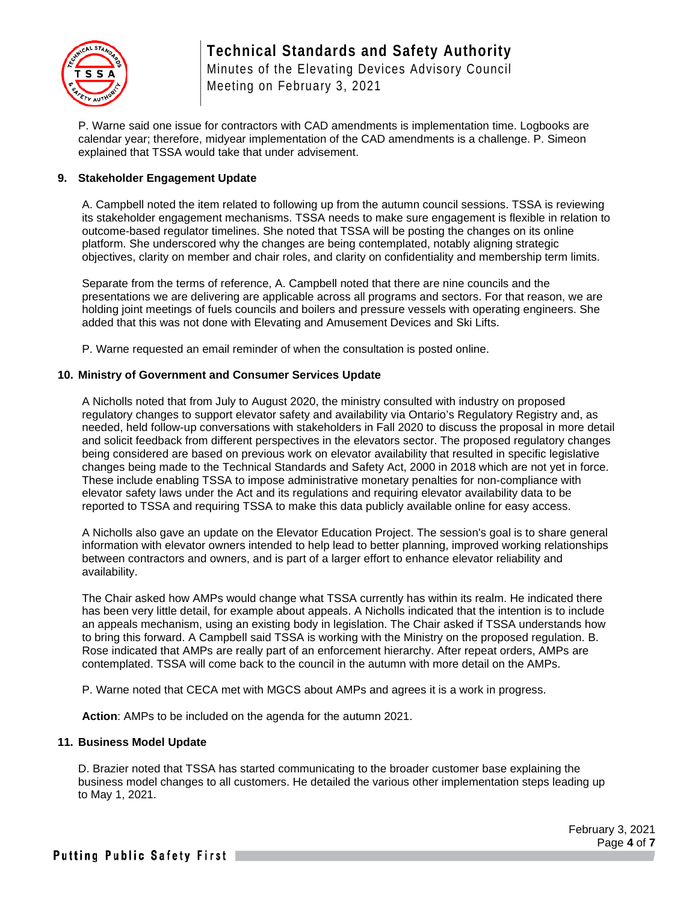P. Warne said one issue for contractors with CAD amendments is implementation time. Logbooks are calendar year; therefore, midyear implementation of the CAD amendments is a challenge. P. Simeon explained that TSSA would take that under advisement.

## 9. Stakeholder Engagement Update

A. Campbell noted the item related to following up from the autumn council sessions. TSSA is reviewing its stakeholder engagement mechanisms. TSSA needs to make sure engagement is flexible in relation to outcome-based regulator timelines. She noted that TSSA will be posting the changes on its online platform. She underscored why the changes are being contemplated, notably aligning strategic objectives, clarity on member and chair roles, and clarity on confidentiality and membership term limits.

Separate from the terms of reference, A. Campbell noted that there are nine councils and the presentations we are delivering are applicable across all programs and sectors. For that reason, we are holding joint meetings of fuels councils and boilers and pressure vessels with operating engineers. She added that this was not done with Elevating and Amusement Devices and Ski Lifts.

P. Warne requested an email reminder of when the consultation is posted online.

## 10. Ministry of Government and Consumer Services Update

A Nicholls noted that from July to August 2020, the ministry consulted with industry on proposed regulatory changes to support elevator safety and availability via Ontario's Regulatory Registry and, as needed, held follow-up conversations with stakeholders in Fall 2020 to discuss the proposal in more detail and solicit feedback from different perspectives in the elevators sector. The proposed regulatory changes being considered are based on previous work on elevator availability that resulted in specific legislative changes being made to the Technical Standards and Safety Act, 2000 in 2018 which are not yet in force. These include enabling TSSA to impose administrative monetary penalties for non-compliance with elevator safety laws under the Act and its regulations and requiring elevator availability data to be reported to TSSA and requiring TSSA to make this data publicly available online for easy access.

A Nicholls also gave an update on the Elevator Education Project. The session's goal is to share general information with elevator owners intended to help lead to better planning, improved working relationships between contractors and owners, and is part of a larger effort to enhance elevator reliability and availability.

The Chair asked how AMPs would change what TSSA currently has within its realm. He indicated there has been very little detail, for example about appeals. A Nicholls indicated that the intention is to include an appeals mechanism, using an existing body in legislation. The Chair asked if TSSA understands how to bring this forward. A Campbell said TSSA is working with the Ministry on the proposed regulation. B. Rose indicated that AMPs are really part of an enforcement hierarchy. After repeat orders, AMPs are contemplated. TSSA will come back to the council in the autumn with more detail on the AMPs.

P. Warne noted that CECA met with MGCS about AMPs and agrees it is a work in progress.

**Action**: AMPs to be included on the agenda for the autumn 2021.

## 11. Business Model Update

D. Brazier noted that TSSA has started communicating to the broader customer base explaining the business model changes to all customers. He detailed the various other implementation steps leading up to May 1, 2021.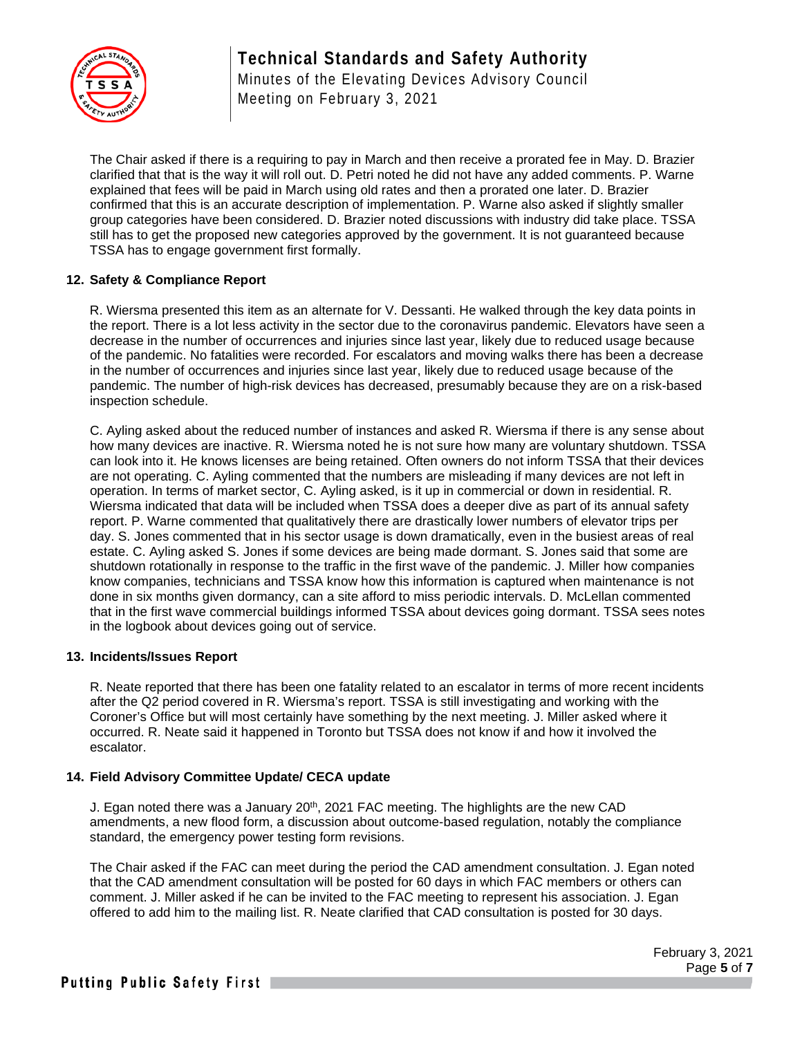The Chair asked if there is a requiring to pay in March and then receive a prorated fee in May. D. Brazier clarified that that is the way it will roll out. D. Petri noted he did not have any added comments. P. Warne explained that fees will be paid in March using old rates and then a prorated one later. D. Brazier confirmed that this is an accurate description of implementation. P. Warne also asked if slightly smaller group categories have been considered. D. Brazier noted discussions with industry did take place. TSSA still has to get the proposed new categories approved by the government. It is not guaranteed because TSSA has to engage government first formally.

### 12. Safety & Compliance Report

R. Wiersma presented this item as an alternate for V. Dessanti. He walked through the key data points in the report. There is a lot less activity in the sector due to the coronavirus pandemic. Elevators have seen a decrease in the number of occurrences and injuries since last year, likely due to reduced usage because of the pandemic. No fatalities were recorded. For escalators and moving walks there has been a decrease in the number of occurrences and injuries since last year, likely due to reduced usage because of the pandemic. The number of high-risk devices has decreased, presumably because they are on a risk-based inspection schedule.

C. Ayling asked about the reduced number of instances and asked R. Wiersma if there is any sense about how many devices are inactive. R. Wiersma noted he is not sure how many are voluntary shutdown. TSSA can look into it. He knows licenses are being retained. Often owners do not inform TSSA that their devices are not operating. C. Ayling commented that the numbers are misleading if many devices are not left in operation. In terms of market sector, C. Ayling asked, is it up in commercial or down in residential. R. Wiersma indicated that data will be included when TSSA does a deeper dive as part of its annual safety report. P. Warne commented that qualitatively there are drastically lower numbers of elevator trips per day. S. Jones commented that in his sector usage is down dramatically, even in the busiest areas of real estate. C. Ayling asked S. Jones if some devices are being made dormant. S. Jones said that some are shutdown rotationally in response to the traffic in the first wave of the pandemic. J. Miller how companies know companies, technicians and TSSA know how this information is captured when maintenance is not done in six months given dormancy, can a site afford to miss periodic intervals. D. McLellan commented that in the first wave commercial buildings informed TSSA about devices going dormant. TSSA sees notes in the logbook about devices going out of service.

### 13. Incidents/Issues Report

R. Neate reported that there has been one fatality related to an escalator in terms of more recent incidents after the Q2 period covered in R. Wiersma's report. TSSA is still investigating and working with the Coroner's Office but will most certainly have something by the next meeting. J. Miller asked where it occurred. R. Neate said it happened in Toronto but TSSA does not know if and how it involved the escalator.

### 14. Field Advisory Committee Update/ CECA update

J. Egan noted there was a January 20th, 2021 FAC meeting. The highlights are the new CAD amendments, a new flood form, a discussion about outcome-based regulation, notably the compliance standard, the emergency power testing form revisions.

The Chair asked if the FAC can meet during the period the CAD amendment consultation. J. Egan noted that the CAD amendment consultation will be posted for 60 days in which FAC members or others can comment. J. Miller asked if he can be invited to the FAC meeting to represent his association. J. Egan offered to add him to the mailing list. R. Neate clarified that CAD consultation is posted for 30 days.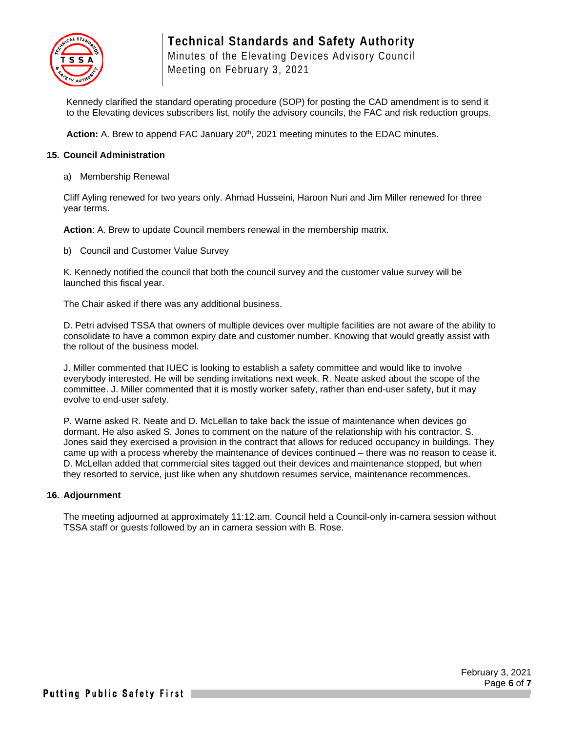Kennedy clarified the standard operating procedure (SOP) for posting the CAD amendment is to send it to the Elevating devices subscribers list, notify the advisory councils, the FAC and risk reduction groups.

**Action:** A. Brew to append FAC January 20th, 2021 meeting minutes to the EDAC minutes.

**15. Council Administration**

a) Membership Renewal

Cliff Ayling renewed for two years only. Ahmad Husseini, Haroon Nuri and Jim Miller renewed for three year terms.

**Action**: A. Brew to update Council members renewal in the membership matrix.

b) Council and Customer Value Survey

K. Kennedy notified the council that both the council survey and the customer value survey will be launched this fiscal year.

The Chair asked if there was any additional business.

D. Petri advised TSSA that owners of multiple devices over multiple facilities are not aware of the ability to consolidate to have a common expiry date and customer number. Knowing that would greatly assist with the rollout of the business model.

J. Miller commented that IUEC is looking to establish a safety committee and would like to involve everybody interested. He will be sending invitations next week. R. Neate asked about the scope of the committee. J. Miller commented that it is mostly worker safety, rather than end-user safety, but it may evolve to end-user safety.

P. Warne asked R. Neate and D. McLellan to take back the issue of maintenance when devices go dormant. He also asked S. Jones to comment on the nature of the relationship with his contractor. S. Jones said they exercised a provision in the contract that allows for reduced occupancy in buildings. They came up with a process whereby the maintenance of devices continued – there was no reason to cease it. D. McLellan added that commercial sites tagged out their devices and maintenance stopped, but when they resorted to service, just like when any shutdown resumes service, maintenance recommences.

**16. Adjournment**

The meeting adjourned at approximately 11:12.am. Council held a Council-only in-camera session without TSSA staff or guests followed by an in camera session with B. Rose.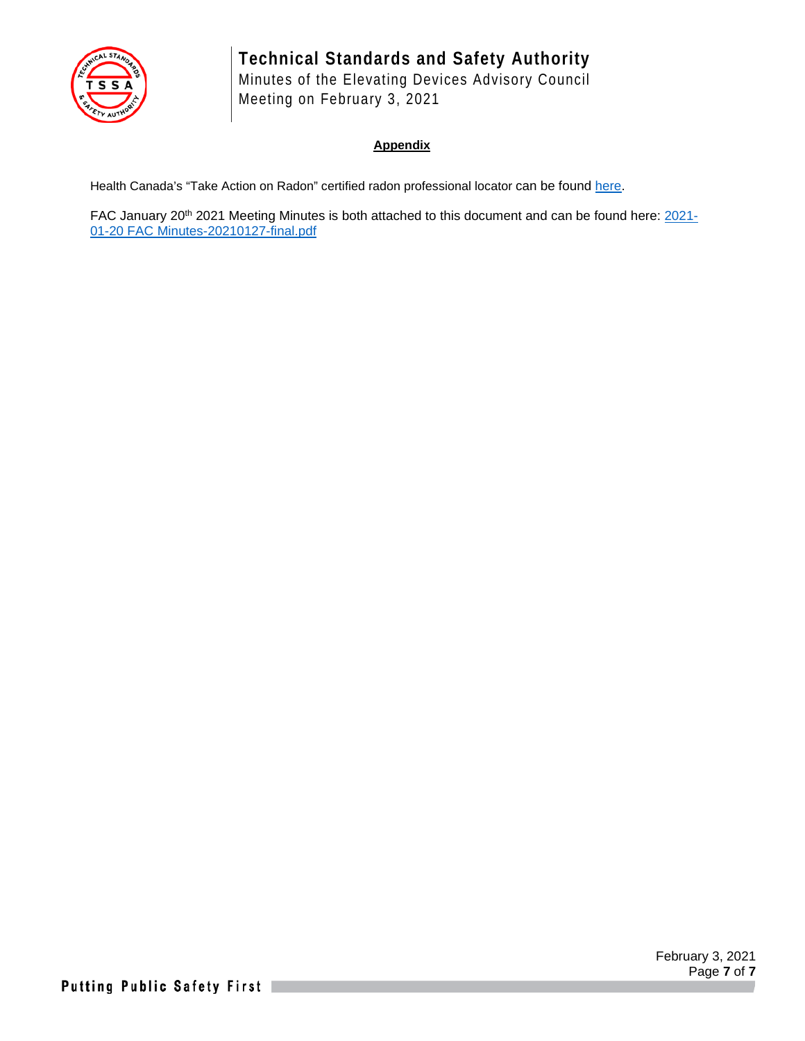## Appendix

Health Canada's "Take Action on Radon" certified radon professional locator can be found here.

FAC January 20th 2021 Meeting Minutes is both attached to this document and can be found here: 2021-01-20 FAC Minutes-20210127-final.pdf